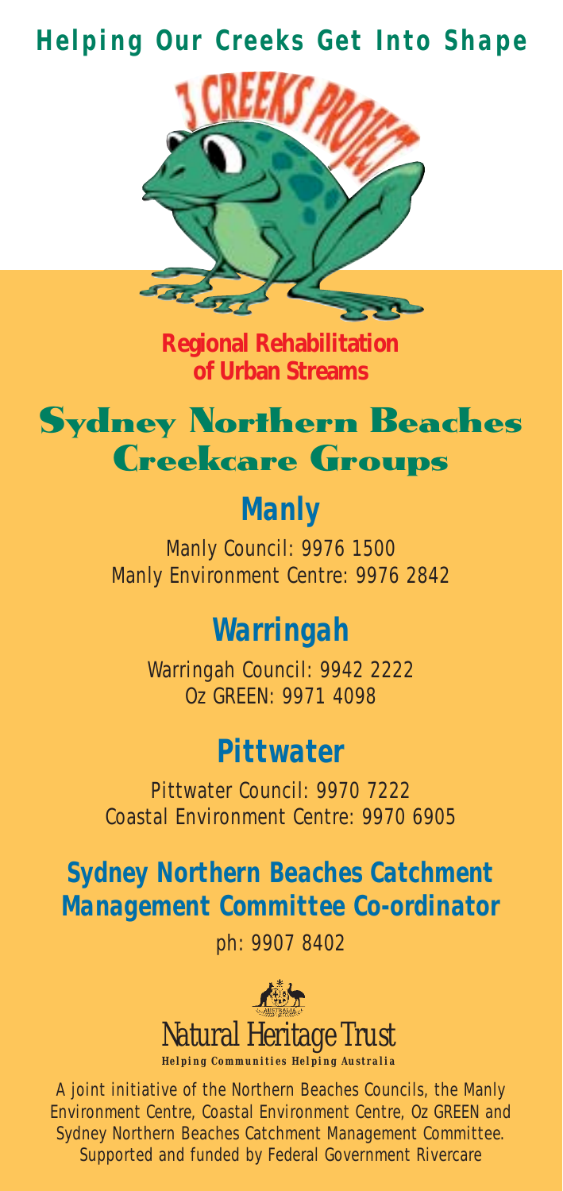# Helping Our Creeks Get Into Shape

3 CREEKS PROJECT

**Regional Rehabilitation of Urban Streams**

# Sydney Northern Beaches Creekcare Groups

## Manly

Manly Council: 9976 1500
Manly Environment Centre: 9976 2842

## Warringah

Warringah Council: 9942 2222
Oz GREEN: 9971 4098

## Pittwater

Pittwater Council: 9970 7222
Coastal Environment Centre: 9970 6905

## Sydney Northern Beaches Catchment Management Committee Co-ordinator

ph: 9907 8402

Natural Heritage Trust
**Helping Communities Helping Australia**

A joint initiative of the Northern Beaches Councils, the Manly Environment Centre, Coastal Environment Centre, Oz GREEN and Sydney Northern Beaches Catchment Management Committee. Supported and funded by Federal Government Rivercare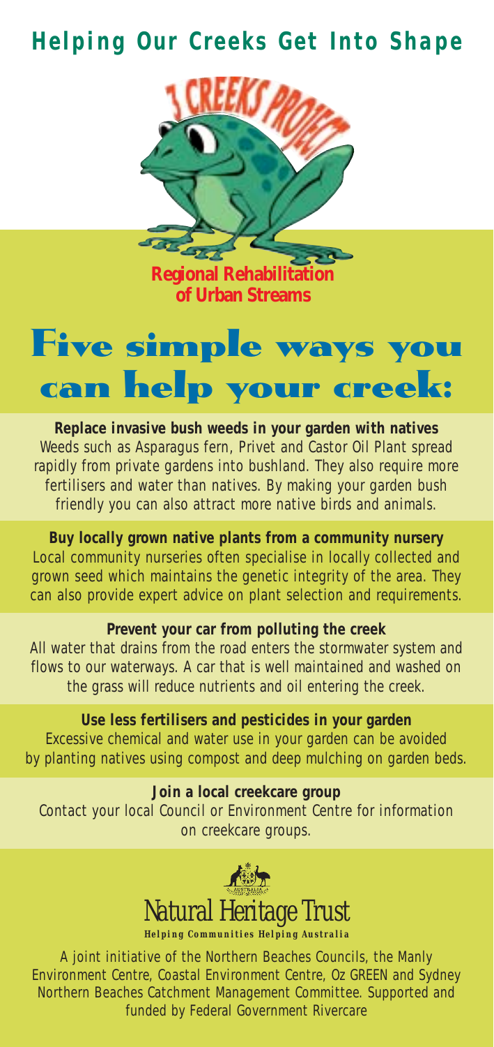# Helping Our Creeks Get Into Shape

3 CREEKS PROJECT

**Regional Rehabilitation of Urban Streams**

# Five simple ways you can help your creek:

**Replace invasive bush weeds in your garden with natives**

Weeds such as Asparagus fern, Privet and Castor Oil Plant spread rapidly from private gardens into bushland. They also require more fertilisers and water than natives. By making your garden bush friendly you can also attract more native birds and animals.

**Buy locally grown native plants from a community nursery**

Local community nurseries often specialise in locally collected and grown seed which maintains the genetic integrity of the area. They can also provide expert advice on plant selection and requirements.

**Prevent your car from polluting the creek**

All water that drains from the road enters the stormwater system and flows to our waterways. A car that is well maintained and washed on the grass will reduce nutrients and oil entering the creek.

**Use less fertilisers and pesticides in your garden**

Excessive chemical and water use in your garden can be avoided by planting natives using compost and deep mulching on garden beds.

**Join a local creekcare group**

Contact your local Council or Environment Centre for information on creekcare groups.

Natural Heritage Trust

**Helping Communities Helping Australia**

A joint initiative of the Northern Beaches Councils, the Manly Environment Centre, Coastal Environment Centre, Oz GREEN and Sydney Northern Beaches Catchment Management Committee. Supported and funded by Federal Government Rivercare